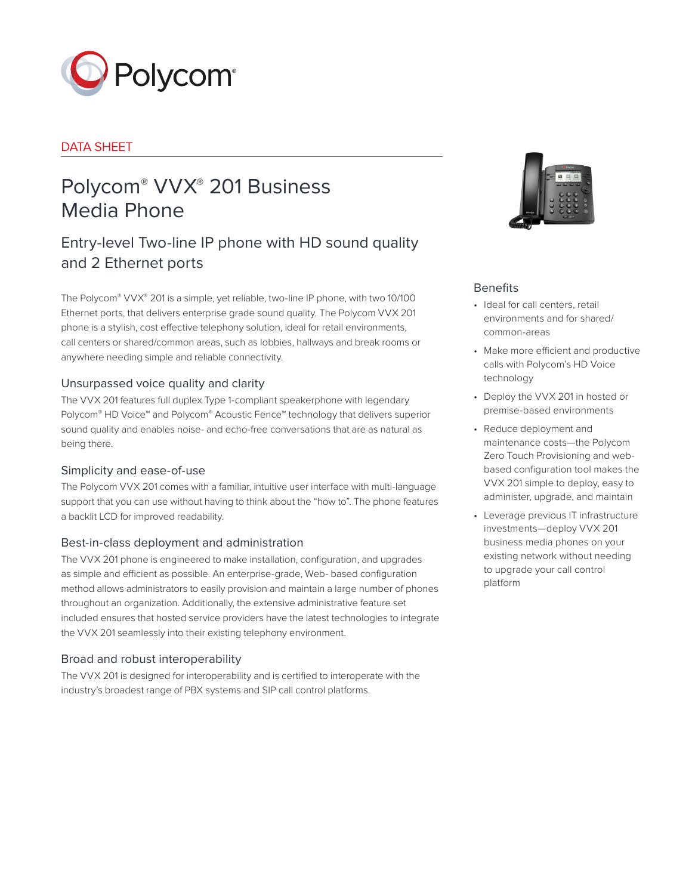DATA SHEET

# Polycom® VVX® 201 Business Media Phone

## Entry-level Two-line IP phone with HD sound quality and 2 Ethernet ports

The Polycom® VVX® 201 is a simple, yet reliable, two-line IP phone, with two 10/100 Ethernet ports, that delivers enterprise grade sound quality. The Polycom VVX 201 phone is a stylish, cost effective telephony solution, ideal for retail environments, call centers or shared/common areas, such as lobbies, hallways and break rooms or anywhere needing simple and reliable connectivity.

### Unsurpassed voice quality and clarity

The VVX 201 features full duplex Type 1-compliant speakerphone with legendary Polycom® HD Voice™ and Polycom® Acoustic Fence™ technology that delivers superior sound quality and enables noise- and echo-free conversations that are as natural as being there.

### Simplicity and ease-of-use

The Polycom VVX 201 comes with a familiar, intuitive user interface with multi-language support that you can use without having to think about the "how to". The phone features a backlit LCD for improved readability.

### Best-in-class deployment and administration

The VVX 201 phone is engineered to make installation, configuration, and upgrades as simple and efficient as possible. An enterprise-grade, Web- based configuration method allows administrators to easily provision and maintain a large number of phones throughout an organization. Additionally, the extensive administrative feature set included ensures that hosted service providers have the latest technologies to integrate the VVX 201 seamlessly into their existing telephony environment.

### Broad and robust interoperability

The VVX 201 is designed for interoperability and is certified to interoperate with the industry's broadest range of PBX systems and SIP call control platforms.

### Benefits

- Ideal for call centers, retail environments and for shared/common-areas
- Make more efficient and productive calls with Polycom's HD Voice technology
- Deploy the VVX 201 in hosted or premise-based environments
- Reduce deployment and maintenance costs—the Polycom Zero Touch Provisioning and web-based configuration tool makes the VVX 201 simple to deploy, easy to administer, upgrade, and maintain
- Leverage previous IT infrastructure investments—deploy VVX 201 business media phones on your existing network without needing to upgrade your call control platform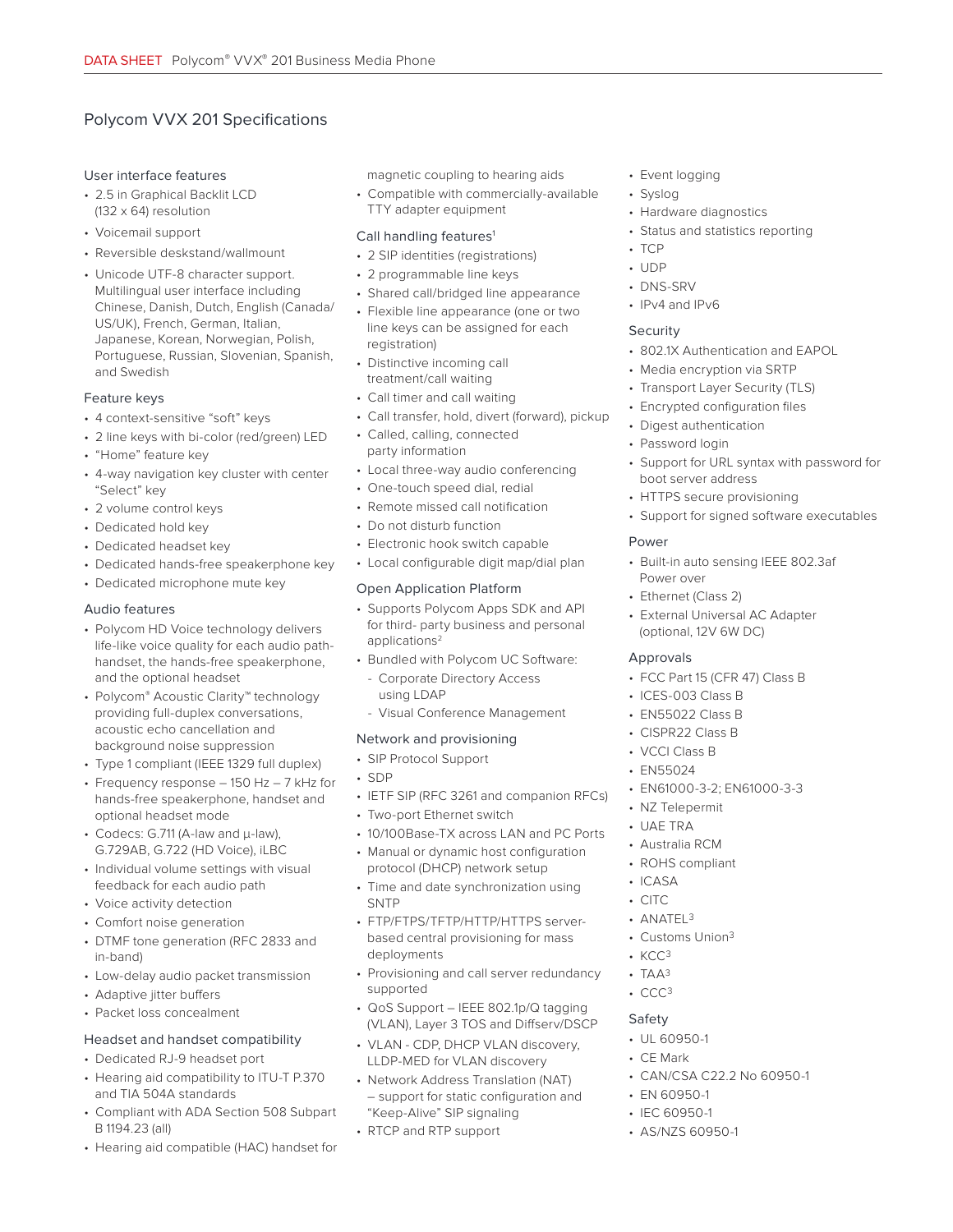## Polycom VVX 201 Specifications

### User interface features

- 2.5 in Graphical Backlit LCD (132 x 64) resolution
- Voicemail support
- Reversible deskstand/wallmount
- Unicode UTF-8 character support. Multilingual user interface including Chinese, Danish, Dutch, English (Canada/US/UK), French, German, Italian, Japanese, Korean, Norwegian, Polish, Portuguese, Russian, Slovenian, Spanish, and Swedish

### Feature keys

- 4 context-sensitive “soft” keys
- 2 line keys with bi-color (red/green) LED
- “Home” feature key
- 4-way navigation key cluster with center “Select” key
- 2 volume control keys
- Dedicated hold key
- Dedicated headset key
- Dedicated hands-free speakerphone key
- Dedicated microphone mute key

### Audio features

- Polycom HD Voice technology delivers life-like voice quality for each audio path-handset, the hands-free speakerphone, and the optional headset
- Polycom® Acoustic Clarity™ technology providing full-duplex conversations, acoustic echo cancellation and background noise suppression
- Type 1 compliant (IEEE 1329 full duplex)
- Frequency response – 150 Hz – 7 kHz for hands-free speakerphone, handset and optional headset mode
- Codecs: G.711 (A-law and μ-law), G.729AB, G.722 (HD Voice), iLBC
- Individual volume settings with visual feedback for each audio path
- Voice activity detection
- Comfort noise generation
- DTMF tone generation (RFC 2833 and in-band)
- Low-delay audio packet transmission
- Adaptive jitter buffers
- Packet loss concealment

### Headset and handset compatibility

- Dedicated RJ-9 headset port
- Hearing aid compatibility to ITU-T P.370 and TIA 504A standards
- Compliant with ADA Section 508 Subpart B 1194.23 (all)
- Hearing aid compatible (HAC) handset for magnetic coupling to hearing aids
- Compatible with commercially-available TTY adapter equipment

### Call handling features[1]

- 2 SIP identities (registrations)
- 2 programmable line keys
- Shared call/bridged line appearance
- Flexible line appearance (one or two line keys can be assigned for each registration)
- Distinctive incoming call treatment/call waiting
- Call timer and call waiting
- Call transfer, hold, divert (forward), pickup
- Called, calling, connected party information
- Local three-way audio conferencing
- One-touch speed dial, redial
- Remote missed call notification
- Do not disturb function
- Electronic hook switch capable
- Local configurable digit map/dial plan

### Open Application Platform

- Supports Polycom Apps SDK and API for third- party business and personal applications[2]
- Bundled with Polycom UC Software:
  - Corporate Directory Access using LDAP
  - Visual Conference Management

### Network and provisioning

- SIP Protocol Support
- SDP
- IETF SIP (RFC 3261 and companion RFCs)
- Two-port Ethernet switch
- 10/100Base-TX across LAN and PC Ports
- Manual or dynamic host configuration protocol (DHCP) network setup
- Time and date synchronization using SNTP
- FTP/FTPS/TFTP/HTTP/HTTPS server-based central provisioning for mass deployments
- Provisioning and call server redundancy supported
- QoS Support – IEEE 802.1p/Q tagging (VLAN), Layer 3 TOS and Diffserv/DSCP
- VLAN - CDP, DHCP VLAN discovery, LLDP-MED for VLAN discovery
- Network Address Translation (NAT) – support for static configuration and “Keep-Alive” SIP signaling
- RTCP and RTP support
- Event logging
- Syslog
- Hardware diagnostics
- Status and statistics reporting
- TCP
- UDP
- DNS-SRV
- IPv4 and IPv6

### Security

- 802.1X Authentication and EAPOL
- Media encryption via SRTP
- Transport Layer Security (TLS)
- Encrypted configuration files
- Digest authentication
- Password login
- Support for URL syntax with password for boot server address
- HTTPS secure provisioning
- Support for signed software executables

### Power

- Built-in auto sensing IEEE 802.3af Power over
- Ethernet (Class 2)
- External Universal AC Adapter (optional, 12V 6W DC)

### Approvals

- FCC Part 15 (CFR 47) Class B
- ICES-003 Class B
- EN55022 Class B
- CISPR22 Class B
- VCCI Class B
- EN55024
- EN61000-3-2; EN61000-3-3
- NZ Telepermit
- UAE TRA
- Australia RCM
- ROHS compliant
- ICASA
- CITC
- ANATEL[3]
- Customs Union[3]
- KCC[3]
- TAA[3]
- CCC[3]

### Safety

- UL 60950-1
- CE Mark
- CAN/CSA C22.2 No 60950-1
- EN 60950-1
- IEC 60950-1
- AS/NZS 60950-1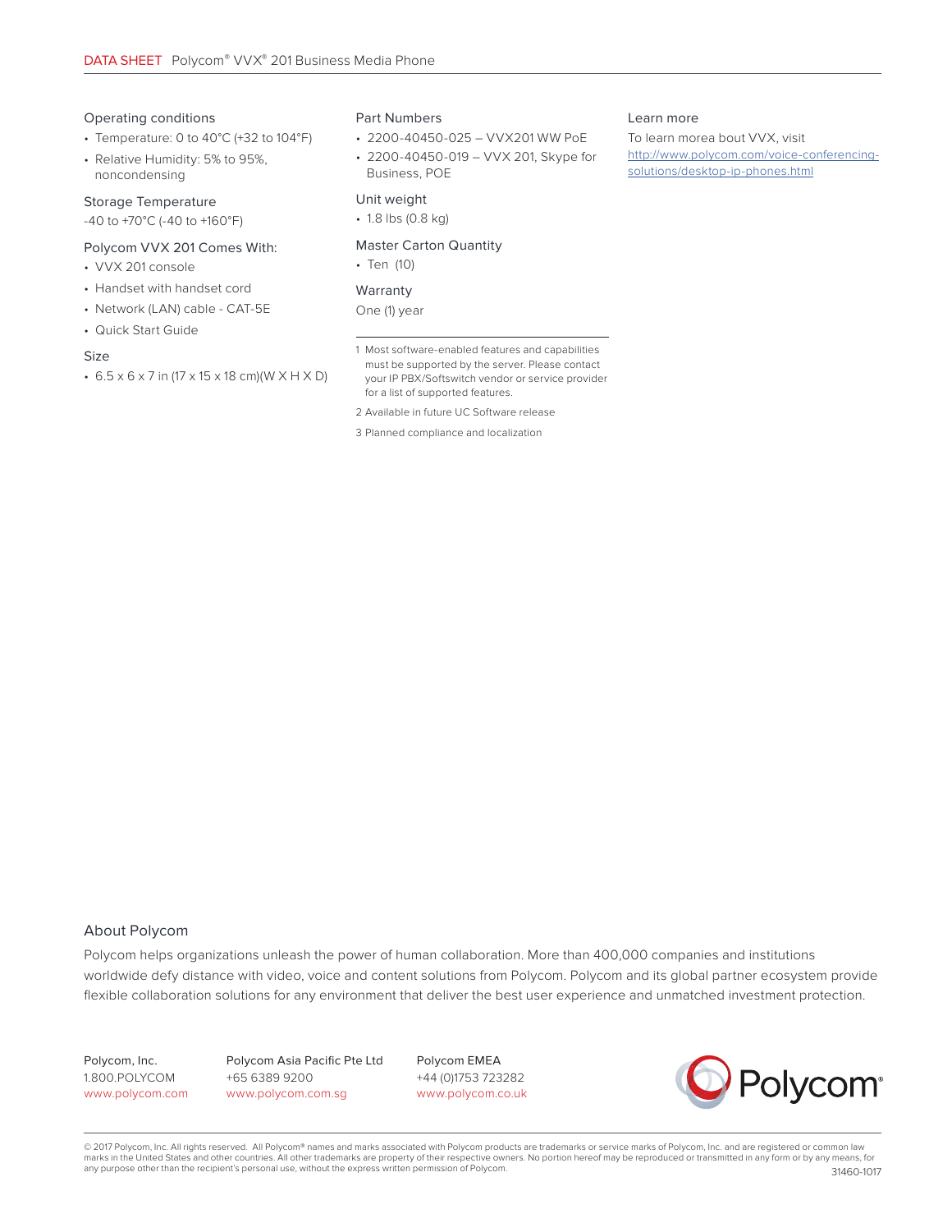### Operating conditions

- Temperature: 0 to 40°C (+32 to 104°F)
- Relative Humidity: 5% to 95%, noncondensing

### Storage Temperature

-40 to +70°C (-40 to +160°F)

### Polycom VVX 201 Comes With:

- VVX 201 console
- Handset with handset cord
- Network (LAN) cable - CAT-5E
- Quick Start Guide

### Size

- 6.5 x 6 x 7 in (17 x 15 x 18 cm)(W X H X D)

### Part Numbers

- 2200-40450-025 – VVX201 WW PoE
- 2200-40450-019 – VVX 201, Skype for Business, POE

### Unit weight

- 1.8 lbs (0.8 kg)

### Master Carton Quantity

- Ten (10)

### Warranty

One (1) year

---

1 Most software-enabled features and capabilities must be supported by the server. Please contact your IP PBX/Softswitch vendor or service provider for a list of supported features.

2 Available in future UC Software release

3 Planned compliance and localization

### Learn more

To learn morea bout VVX, visit http://www.polycom.com/voice-conferencing-solutions/desktop-ip-phones.html

## About Polycom

Polycom helps organizations unleash the power of human collaboration. More than 400,000 companies and institutions worldwide defy distance with video, voice and content solutions from Polycom. Polycom and its global partner ecosystem provide flexible collaboration solutions for any environment that deliver the best user experience and unmatched investment protection.

Polycom, Inc.
1.800.POLYCOM
www.polycom.com

Polycom Asia Pacific Pte Ltd
+65 6389 9200
www.polycom.com.sg

Polycom EMEA
+44 (0)1753 723282
www.polycom.co.uk

Polycom®

© 2017 Polycom, Inc. All rights reserved. All Polycom® names and marks associated with Polycom products are trademarks or service marks of Polycom, Inc. and are registered or common law marks in the United States and other countries. All other trademarks are property of their respective owners. No portion hereof may be reproduced or transmitted in any form or by any means, for any purpose other than the recipient's personal use, without the express written permission of Polycom.

31460-1017